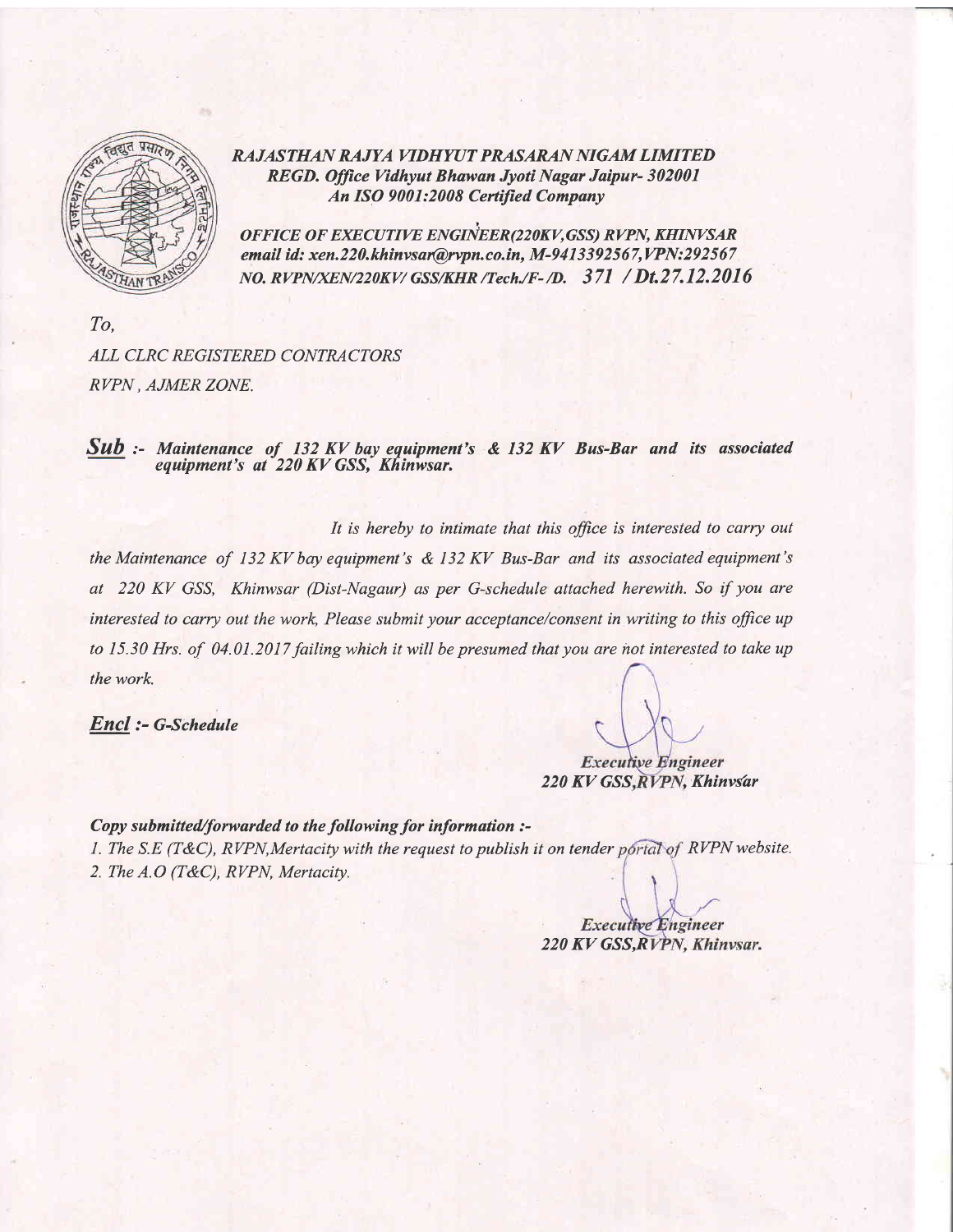***RAJASTHAN RAJYA VIDHYUT PRASARAN NIGAM LIMITED***
***REGD. Office Vidhyut Bhawan Jyoti Nagar Jaipur- 302001***
***An ISO 9001:2008 Certified Company***

***OFFICE OF EXECUTIVE ENGINEER(220KV,GSS) RVPN, KHINVSAR***
***email id: xen.220.khinvsar@rvpn.co.in, M-9413392567,VPN:292567***
***NO. RVPN/XEN/220KV/ GSS/KHR /Tech./F- /D. 371 / Dt.27.12.2016***

*To,*

*ALL CLRC REGISTERED CONTRACTORS*
*RVPN , AJMER ZONE.*

***Sub*** **:-** ***Maintenance of 132 KV bay equipment's & 132 KV Bus-Bar and its associated equipment's at 220 KV GSS, Khinwsar.***

*It is hereby to intimate that this office is interested to carry out the Maintenance of 132 KV bay equipment's & 132 KV Bus-Bar and its associated equipment's at 220 KV GSS, Khinwsar (Dist-Nagaur) as per G-schedule attached herewith. So if you are interested to carry out the work, Please submit your acceptance/consent in writing to this office up to 15.30 Hrs. of 04.01.2017 failing which it will be presumed that you are not interested to take up the work.*

***Encl*** ***:- G-Schedule***

*Executive Engineer*
***220 KV GSS,RVPN, Khinvsar***

***Copy submitted/forwarded to the following for information :-***

1. *The S.E (T&C), RVPN,Mertacity with the request to publish it on tender portal of RVPN website.*
2. *The A.O (T&C), RVPN, Mertacity.*

*Executive Engineer*
***220 KV GSS,RVPN, Khinvsar.***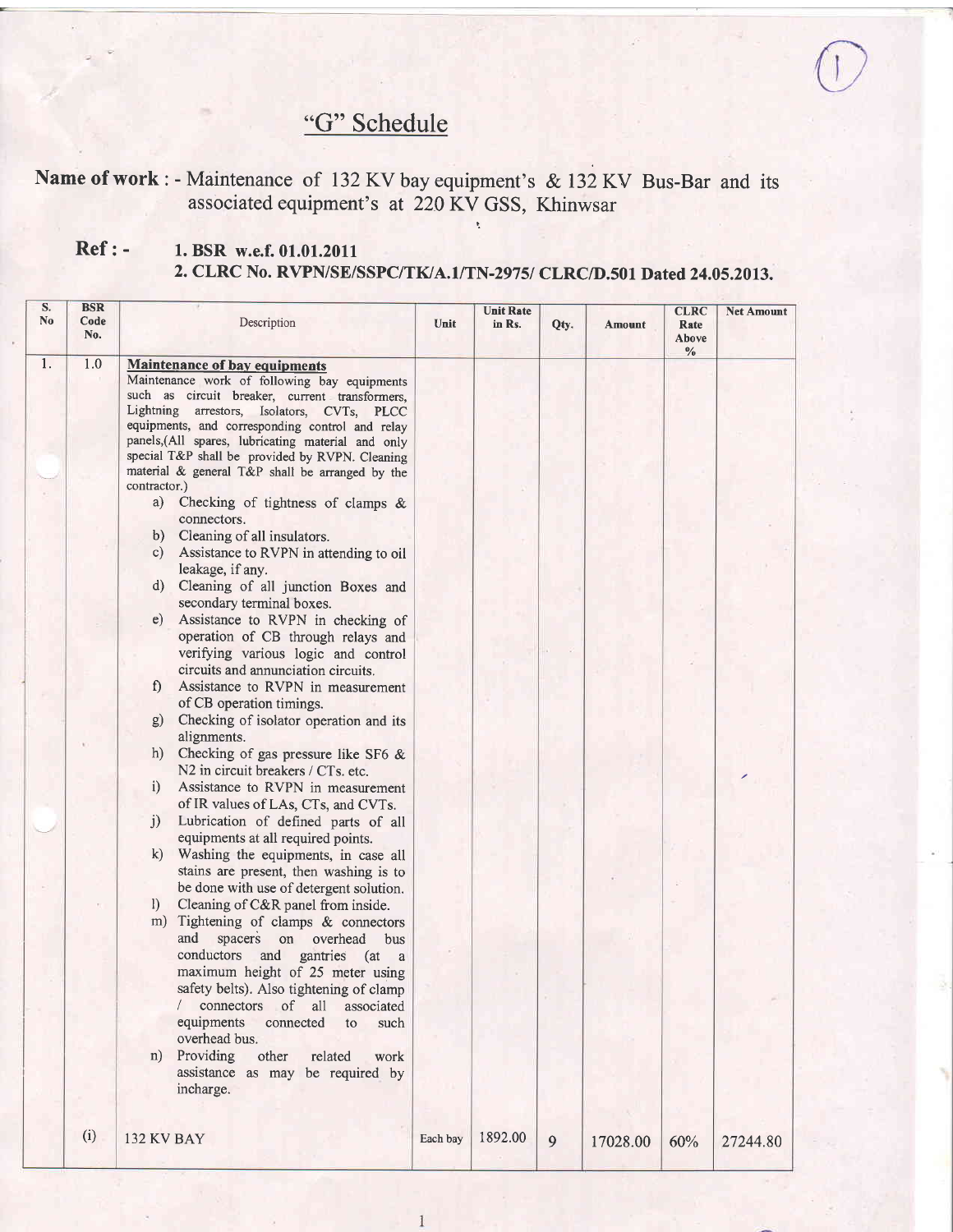## "G" Schedule

**Name of work** : - Maintenance of 132 KV bay equipment's & 132 KV Bus-Bar and its associated equipment's at 220 KV GSS, Khinwsar

**Ref : -**
**1. BSR w.e.f. 01.01.2011**
**2. CLRC No. RVPN/SE/SSPC/TK/A.1/TN-2975/ CLRC/D.501 Dated 24.05.2013.**

| S. No | BSR Code No. | Description | Unit | Unit Rate in Rs. | Qty. | Amount | CLRC Rate Above % | Net Amount |
|---|---|---|---|---|---|---|---|---|
| 1. | 1.0 | **Maintenance of bay equipments**<br>Maintenance work of following bay equipments such as circuit breaker, current transformers, Lightning arrestors, Isolators, CVTs, PLCC equipments, and corresponding control and relay panels,(All spares, lubricating material and only special T&P shall be provided by RVPN. Cleaning material & general T&P shall be arranged by the contractor.)<br>a) Checking of tightness of clamps & connectors.<br>b) Cleaning of all insulators.<br>c) Assistance to RVPN in attending to oil leakage, if any.<br>d) Cleaning of all junction Boxes and secondary terminal boxes.<br>e) Assistance to RVPN in checking of operation of CB through relays and verifying various logic and control circuits and annunciation circuits.<br>f) Assistance to RVPN in measurement of CB operation timings.<br>g) Checking of isolator operation and its alignments.<br>h) Checking of gas pressure like SF6 & N2 in circuit breakers / CTs. etc.<br>i) Assistance to RVPN in measurement of IR values of LAs, CTs, and CVTs.<br>j) Lubrication of defined parts of all equipments at all required points.<br>k) Washing the equipments, in case all stains are present, then washing is to be done with use of detergent solution.<br>l) Cleaning of C&R panel from inside.<br>m) Tightening of clamps & connectors and spacers on overhead bus conductors and gantries (at a maximum height of 25 meter using safety belts). Also tightening of clamp / connectors of all associated equipments connected to such overhead bus.<br>n) Providing other related work assistance as may be required by incharge. | | | | | | |
| | (i) | 132 KV BAY | Each bay | 1892.00 | 9 | 17028.00 | 60% | 27244.80 |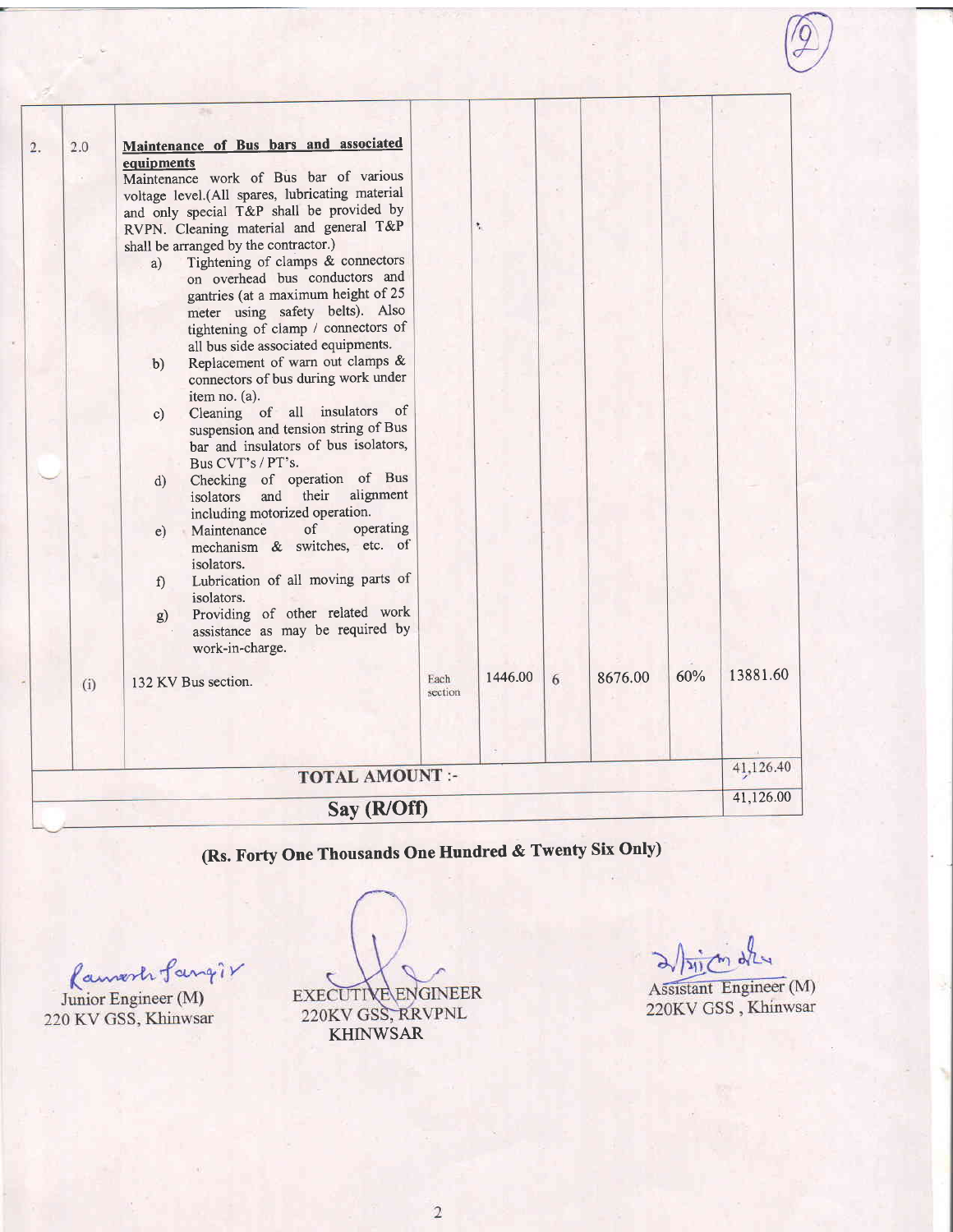| | | | | | | | | |
|---|---|---|---|---|---|---|---|---|
| 2. | 2.0 | **Maintenance of Bus bars and associated equipments**<br>Maintenance work of Bus bar of various voltage level.(All spares, lubricating material and only special T&P shall be provided by RVPN. Cleaning material and general T&P shall be arranged by the contractor.)<br>a) Tightening of clamps & connectors on overhead bus conductors and gantries (at a maximum height of 25 meter using safety belts). Also tightening of clamp / connectors of all bus side associated equipments.<br>b) Replacement of warn out clamps & connectors of bus during work under item no. (a).<br>c) Cleaning of all insulators of suspension and tension string of Bus bar and insulators of bus isolators, Bus CVT's / PT's.<br>d) Checking of operation of Bus isolators and their alignment including motorized operation.<br>e) Maintenance of operating mechanism & switches, etc. of isolators.<br>f) Lubrication of all moving parts of isolators.<br>g) Providing of other related work assistance as may be required by work-in-charge. | | | | | | |
| | (i) | 132 KV Bus section. | Each section | 1446.00 | 6 | 8676.00 | 60% | 13881.60 |
| | | **TOTAL AMOUNT :-** | | | | | | 41,126.40 |
| | | **Say (R/Off)** | | | | | | 41,126.00 |

**(Rs. Forty One Thousands One Hundred & Twenty Six Only)**

Junior Engineer (M)
220 KV GSS, Khinwsar

EXECUTIVE ENGINEER
220KV GSS, RRVPNL
KHINWSAR

Assistant Engineer (M)
220KV GSS , Khinwsar